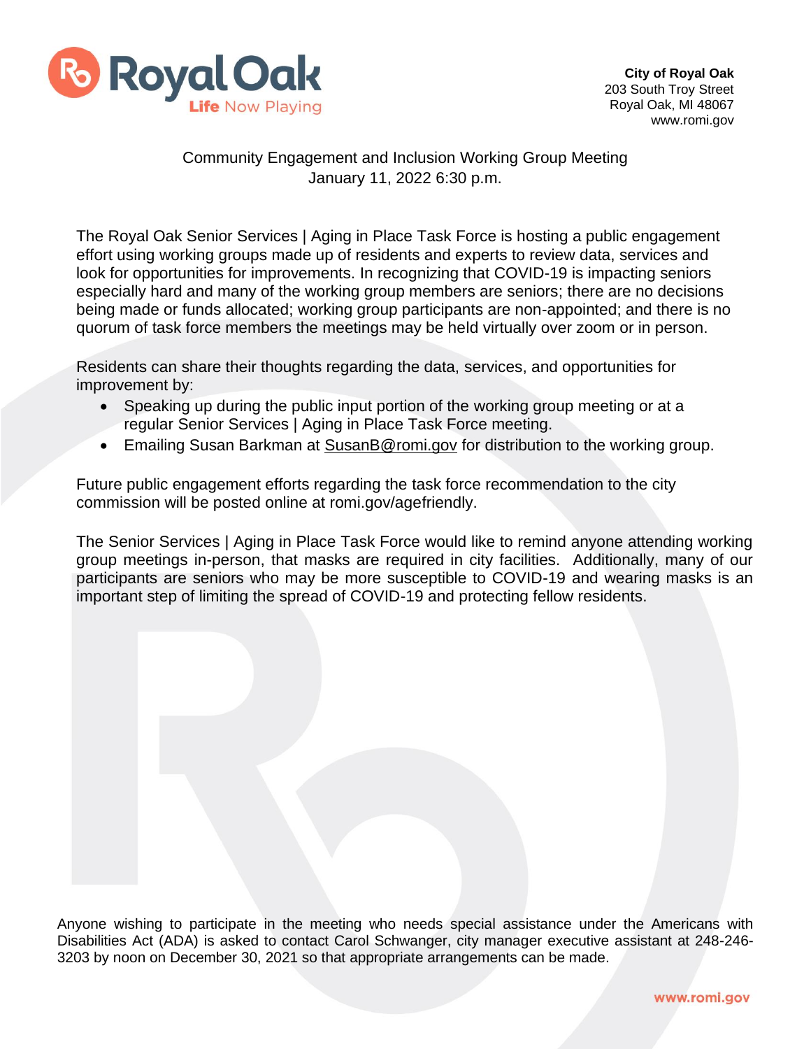**City of Royal Oak**
203 South Troy Street
Royal Oak, MI 48067
www.romi.gov

Community Engagement and Inclusion Working Group Meeting
January 11, 2022 6:30 p.m.

The Royal Oak Senior Services | Aging in Place Task Force is hosting a public engagement effort using working groups made up of residents and experts to review data, services and look for opportunities for improvements. In recognizing that COVID-19 is impacting seniors especially hard and many of the working group members are seniors; there are no decisions being made or funds allocated; working group participants are non-appointed; and there is no quorum of task force members the meetings may be held virtually over zoom or in person.

Residents can share their thoughts regarding the data, services, and opportunities for improvement by:

- Speaking up during the public input portion of the working group meeting or at a regular Senior Services | Aging in Place Task Force meeting.
- Emailing Susan Barkman at SusanB@romi.gov for distribution to the working group.

Future public engagement efforts regarding the task force recommendation to the city commission will be posted online at romi.gov/agefriendly.

The Senior Services | Aging in Place Task Force would like to remind anyone attending working group meetings in-person, that masks are required in city facilities. Additionally, many of our participants are seniors who may be more susceptible to COVID-19 and wearing masks is an important step of limiting the spread of COVID-19 and protecting fellow residents.

Anyone wishing to participate in the meeting who needs special assistance under the Americans with Disabilities Act (ADA) is asked to contact Carol Schwanger, city manager executive assistant at 248-246-3203 by noon on December 30, 2021 so that appropriate arrangements can be made.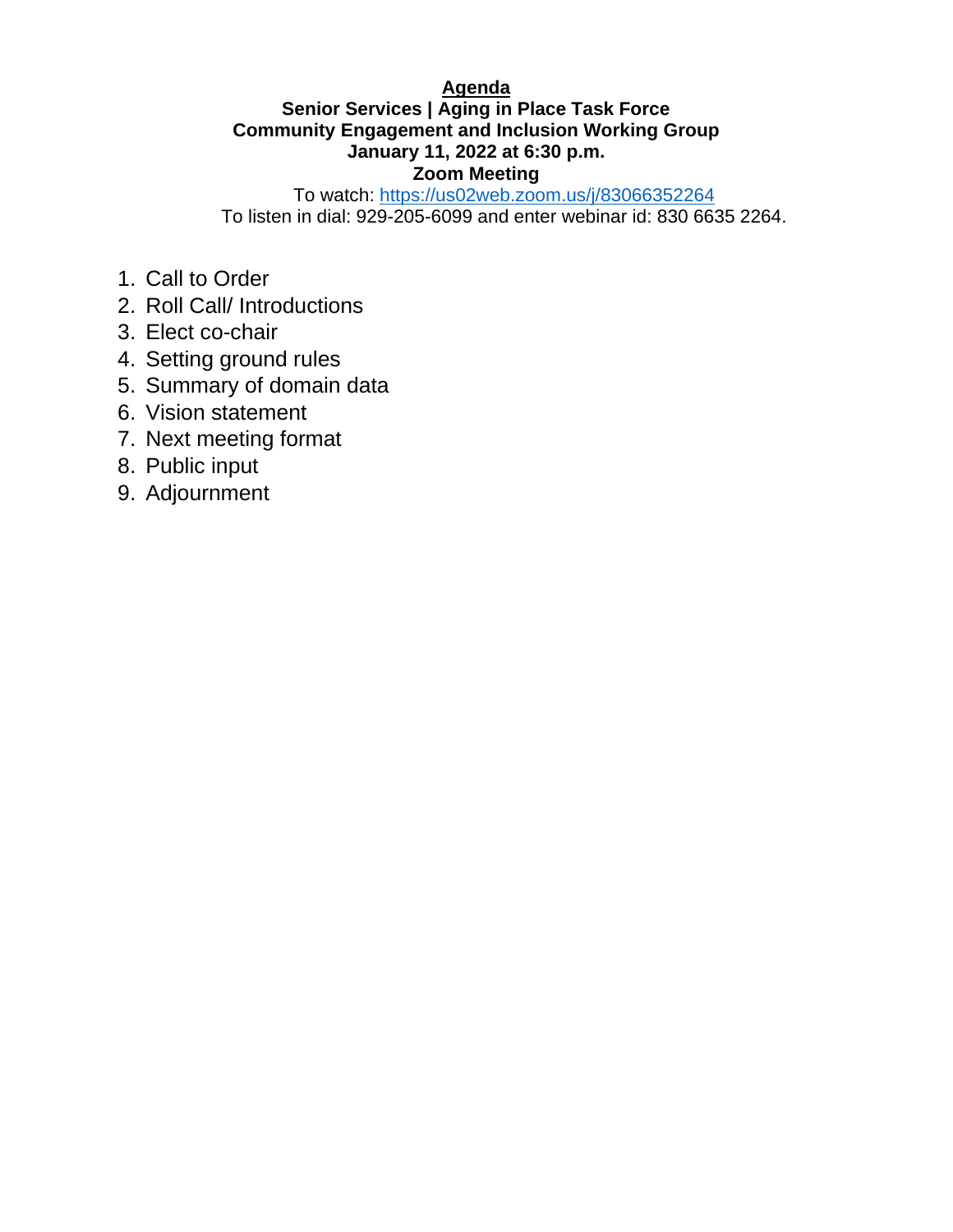# Agenda

**Senior Services | Aging in Place Task Force**
**Community Engagement and Inclusion Working Group**
**January 11, 2022 at 6:30 p.m.**
**Zoom Meeting**

To watch: https://us02web.zoom.us/j/83066352264
To listen in dial: 929-205-6099 and enter webinar id: 830 6635 2264.

1. Call to Order
2. Roll Call/ Introductions
3. Elect co-chair
4. Setting ground rules
5. Summary of domain data
6. Vision statement
7. Next meeting format
8. Public input
9. Adjournment